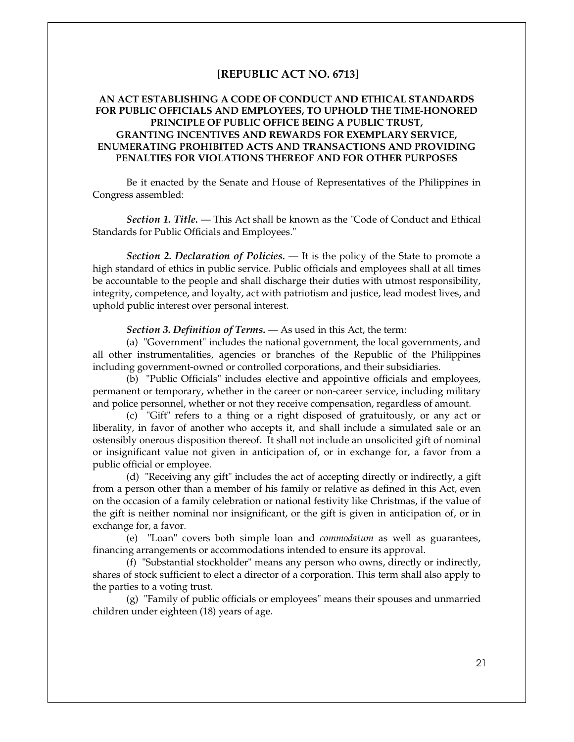# [REPUBLIC ACT NO. 6713]

## AN ACT ESTABLISHING A CODE OF CONDUCT AND ETHICAL STANDARDS FOR PUBLIC OFFICIALS AND EMPLOYEES, TO UPHOLD THE TIME-HONORED PRINCIPLE OF PUBLIC OFFICE BEING A PUBLIC TRUST, GRANTING INCENTIVES AND REWARDS FOR EXEMPLARY SERVICE, ENUMERATING PROHIBITED ACTS AND TRANSACTIONS AND PROVIDING PENALTIES FOR VIOLATIONS THEREOF AND FOR OTHER PURPOSES

Be it enacted by the Senate and House of Representatives of the Philippines in Congress assembled:

***Section 1. Title.*** — This Act shall be known as the "Code of Conduct and Ethical Standards for Public Officials and Employees."

***Section 2. Declaration of Policies.*** — It is the policy of the State to promote a high standard of ethics in public service. Public officials and employees shall at all times be accountable to the people and shall discharge their duties with utmost responsibility, integrity, competence, and loyalty, act with patriotism and justice, lead modest lives, and uphold public interest over personal interest.

***Section 3. Definition of Terms.*** — As used in this Act, the term:

(a) "Government" includes the national government, the local governments, and all other instrumentalities, agencies or branches of the Republic of the Philippines including government-owned or controlled corporations, and their subsidiaries.

(b) "Public Officials" includes elective and appointive officials and employees, permanent or temporary, whether in the career or non-career service, including military and police personnel, whether or not they receive compensation, regardless of amount.

(c) "Gift" refers to a thing or a right disposed of gratuitously, or any act or liberality, in favor of another who accepts it, and shall include a simulated sale or an ostensibly onerous disposition thereof. It shall not include an unsolicited gift of nominal or insignificant value not given in anticipation of, or in exchange for, a favor from a public official or employee.

(d) "Receiving any gift" includes the act of accepting directly or indirectly, a gift from a person other than a member of his family or relative as defined in this Act, even on the occasion of a family celebration or national festivity like Christmas, if the value of the gift is neither nominal nor insignificant, or the gift is given in anticipation of, or in exchange for, a favor.

(e) "Loan" covers both simple loan and *commodatum* as well as guarantees, financing arrangements or accommodations intended to ensure its approval.

(f) "Substantial stockholder" means any person who owns, directly or indirectly, shares of stock sufficient to elect a director of a corporation. This term shall also apply to the parties to a voting trust.

(g) "Family of public officials or employees" means their spouses and unmarried children under eighteen (18) years of age.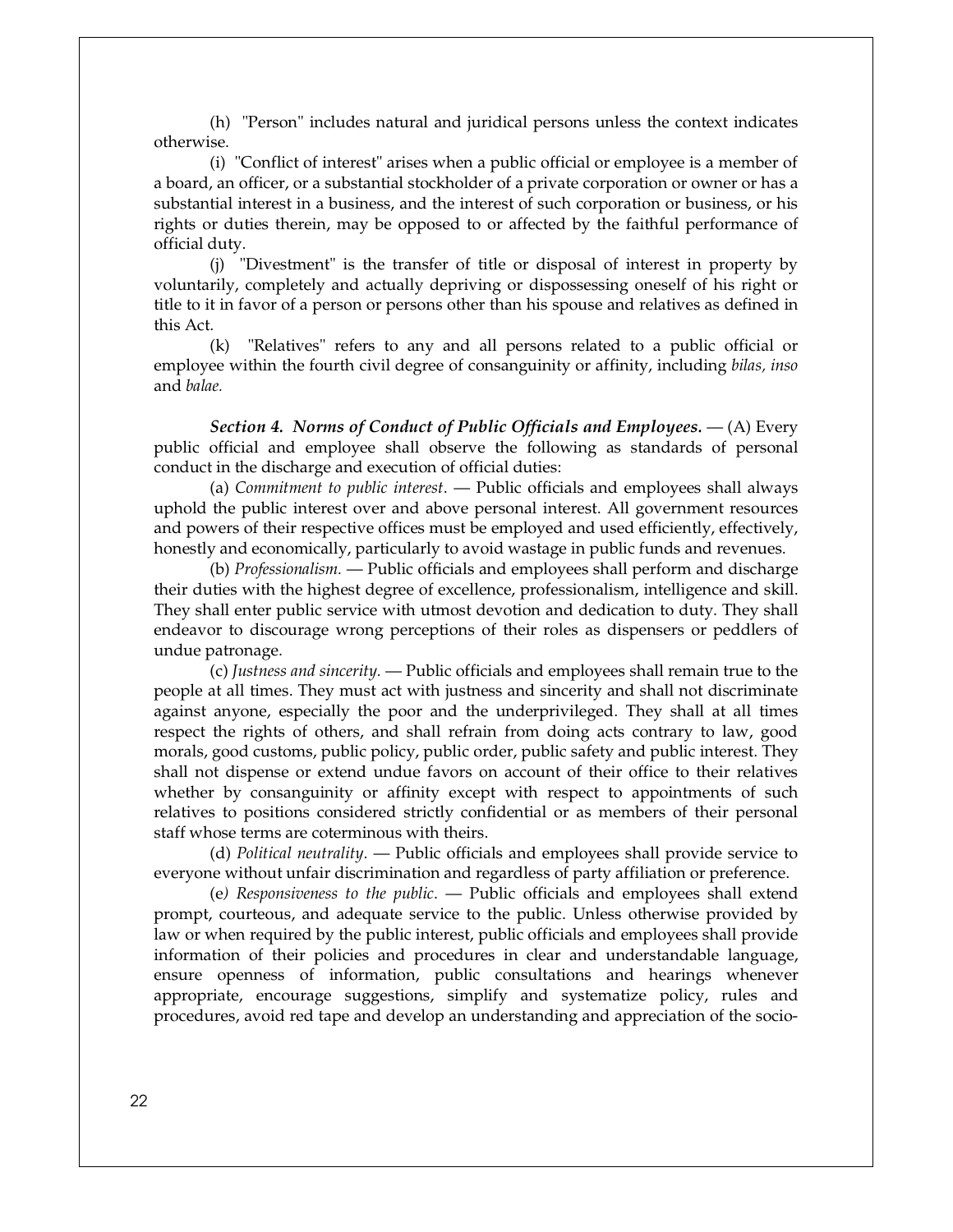(h) "Person" includes natural and juridical persons unless the context indicates otherwise.

(i) "Conflict of interest" arises when a public official or employee is a member of a board, an officer, or a substantial stockholder of a private corporation or owner or has a substantial interest in a business, and the interest of such corporation or business, or his rights or duties therein, may be opposed to or affected by the faithful performance of official duty.

(j) "Divestment" is the transfer of title or disposal of interest in property by voluntarily, completely and actually depriving or dispossessing oneself of his right or title to it in favor of a person or persons other than his spouse and relatives as defined in this Act.

(k) "Relatives" refers to any and all persons related to a public official or employee within the fourth civil degree of consanguinity or affinity, including *bilas, inso* and *balae.*

***Section 4. Norms of Conduct of Public Officials and Employees.*** — (A) Every public official and employee shall observe the following as standards of personal conduct in the discharge and execution of official duties:

(a) *Commitment to public interest*. — Public officials and employees shall always uphold the public interest over and above personal interest. All government resources and powers of their respective offices must be employed and used efficiently, effectively, honestly and economically, particularly to avoid wastage in public funds and revenues.

(b) *Professionalism.* — Public officials and employees shall perform and discharge their duties with the highest degree of excellence, professionalism, intelligence and skill. They shall enter public service with utmost devotion and dedication to duty. They shall endeavor to discourage wrong perceptions of their roles as dispensers or peddlers of undue patronage.

(c) *Justness and sincerity.* — Public officials and employees shall remain true to the people at all times. They must act with justness and sincerity and shall not discriminate against anyone, especially the poor and the underprivileged. They shall at all times respect the rights of others, and shall refrain from doing acts contrary to law, good morals, good customs, public policy, public order, public safety and public interest. They shall not dispense or extend undue favors on account of their office to their relatives whether by consanguinity or affinity except with respect to appointments of such relatives to positions considered strictly confidential or as members of their personal staff whose terms are coterminous with theirs.

(d) *Political neutrality.* — Public officials and employees shall provide service to everyone without unfair discrimination and regardless of party affiliation or preference.

(e*) Responsiveness to the public.* — Public officials and employees shall extend prompt, courteous, and adequate service to the public. Unless otherwise provided by law or when required by the public interest, public officials and employees shall provide information of their policies and procedures in clear and understandable language, ensure openness of information, public consultations and hearings whenever appropriate, encourage suggestions, simplify and systematize policy, rules and procedures, avoid red tape and develop an understanding and appreciation of the socio-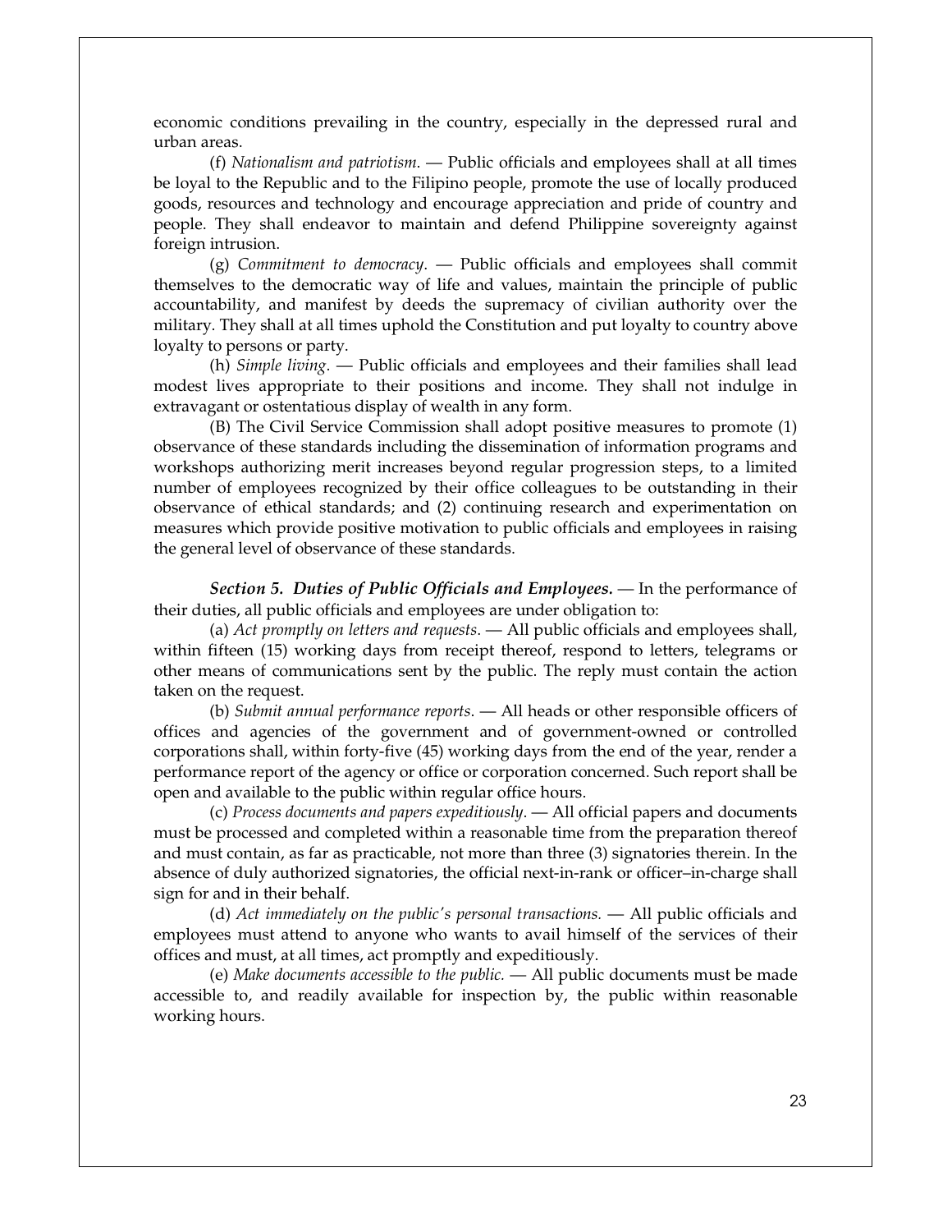economic conditions prevailing in the country, especially in the depressed rural and urban areas.

(f) *Nationalism and patriotism.* — Public officials and employees shall at all times be loyal to the Republic and to the Filipino people, promote the use of locally produced goods, resources and technology and encourage appreciation and pride of country and people. They shall endeavor to maintain and defend Philippine sovereignty against foreign intrusion.

(g) *Commitment to democracy.* — Public officials and employees shall commit themselves to the democratic way of life and values, maintain the principle of public accountability, and manifest by deeds the supremacy of civilian authority over the military. They shall at all times uphold the Constitution and put loyalty to country above loyalty to persons or party.

(h) *Simple living.* — Public officials and employees and their families shall lead modest lives appropriate to their positions and income. They shall not indulge in extravagant or ostentatious display of wealth in any form.

(B) The Civil Service Commission shall adopt positive measures to promote (1) observance of these standards including the dissemination of information programs and workshops authorizing merit increases beyond regular progression steps, to a limited number of employees recognized by their office colleagues to be outstanding in their observance of ethical standards; and (2) continuing research and experimentation on measures which provide positive motivation to public officials and employees in raising the general level of observance of these standards.

***Section 5. Duties of Public Officials and Employees.*** — In the performance of their duties, all public officials and employees are under obligation to:

(a) *Act promptly on letters and requests.* — All public officials and employees shall, within fifteen (15) working days from receipt thereof, respond to letters, telegrams or other means of communications sent by the public. The reply must contain the action taken on the request.

(b) *Submit annual performance reports.* — All heads or other responsible officers of offices and agencies of the government and of government-owned or controlled corporations shall, within forty-five (45) working days from the end of the year, render a performance report of the agency or office or corporation concerned. Such report shall be open and available to the public within regular office hours.

(c) *Process documents and papers expeditiously.* — All official papers and documents must be processed and completed within a reasonable time from the preparation thereof and must contain, as far as practicable, not more than three (3) signatories therein. In the absence of duly authorized signatories, the official next-in-rank or officer–in-charge shall sign for and in their behalf.

(d) *Act immediately on the public's personal transactions.* — All public officials and employees must attend to anyone who wants to avail himself of the services of their offices and must, at all times, act promptly and expeditiously.

(e) *Make documents accessible to the public.* — All public documents must be made accessible to, and readily available for inspection by, the public within reasonable working hours.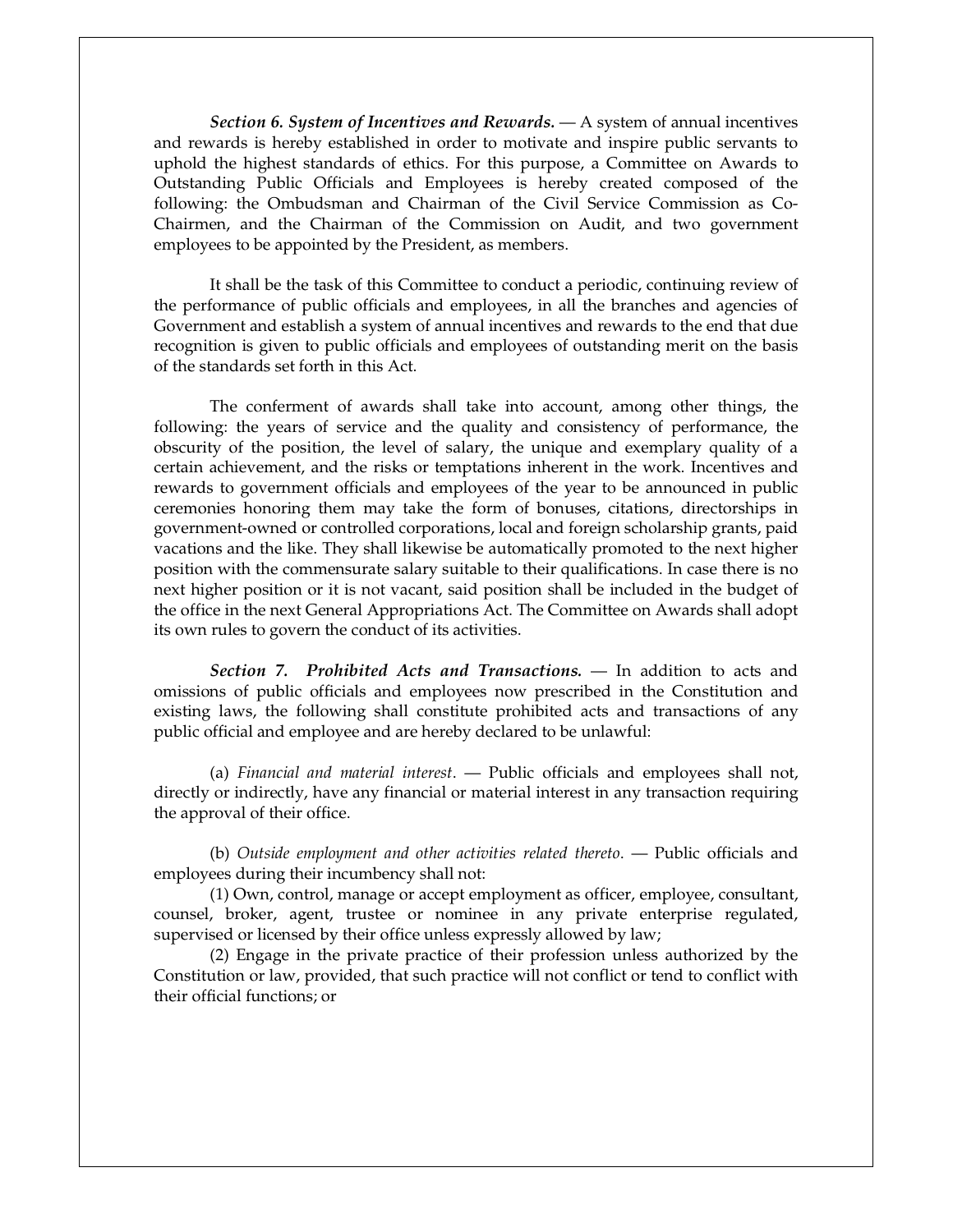***Section 6. System of Incentives and Rewards.*** — A system of annual incentives and rewards is hereby established in order to motivate and inspire public servants to uphold the highest standards of ethics. For this purpose, a Committee on Awards to Outstanding Public Officials and Employees is hereby created composed of the following: the Ombudsman and Chairman of the Civil Service Commission as Co-Chairmen, and the Chairman of the Commission on Audit, and two government employees to be appointed by the President, as members.

It shall be the task of this Committee to conduct a periodic, continuing review of the performance of public officials and employees, in all the branches and agencies of Government and establish a system of annual incentives and rewards to the end that due recognition is given to public officials and employees of outstanding merit on the basis of the standards set forth in this Act.

The conferment of awards shall take into account, among other things, the following: the years of service and the quality and consistency of performance, the obscurity of the position, the level of salary, the unique and exemplary quality of a certain achievement, and the risks or temptations inherent in the work. Incentives and rewards to government officials and employees of the year to be announced in public ceremonies honoring them may take the form of bonuses, citations, directorships in government-owned or controlled corporations, local and foreign scholarship grants, paid vacations and the like. They shall likewise be automatically promoted to the next higher position with the commensurate salary suitable to their qualifications. In case there is no next higher position or it is not vacant, said position shall be included in the budget of the office in the next General Appropriations Act. The Committee on Awards shall adopt its own rules to govern the conduct of its activities.

***Section 7. Prohibited Acts and Transactions.*** — In addition to acts and omissions of public officials and employees now prescribed in the Constitution and existing laws, the following shall constitute prohibited acts and transactions of any public official and employee and are hereby declared to be unlawful:

(a) *Financial and material interest*. — Public officials and employees shall not, directly or indirectly, have any financial or material interest in any transaction requiring the approval of their office.

(b) *Outside employment and other activities related thereto*. — Public officials and employees during their incumbency shall not:

(1) Own, control, manage or accept employment as officer, employee, consultant, counsel, broker, agent, trustee or nominee in any private enterprise regulated, supervised or licensed by their office unless expressly allowed by law;

(2) Engage in the private practice of their profession unless authorized by the Constitution or law, provided, that such practice will not conflict or tend to conflict with their official functions; or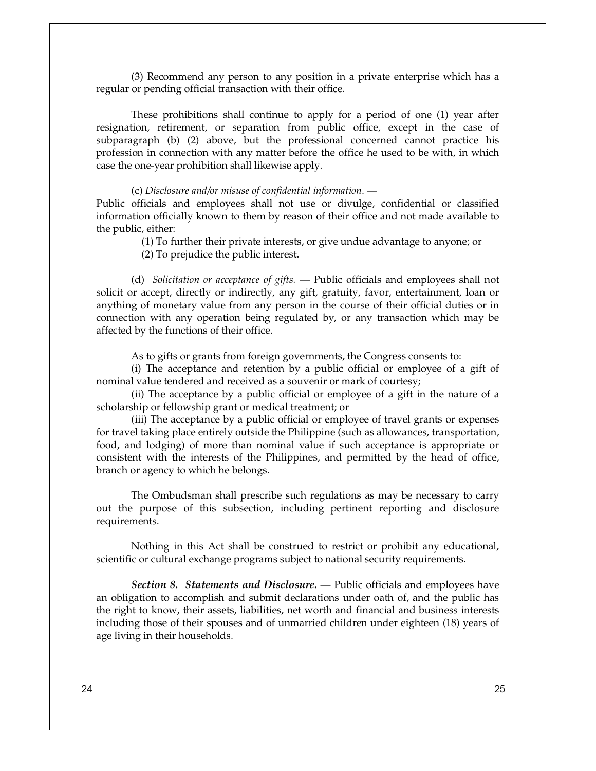(3) Recommend any person to any position in a private enterprise which has a regular or pending official transaction with their office.

These prohibitions shall continue to apply for a period of one (1) year after resignation, retirement, or separation from public office, except in the case of subparagraph (b) (2) above, but the professional concerned cannot practice his profession in connection with any matter before the office he used to be with, in which case the one-year prohibition shall likewise apply.

(c) *Disclosure and/or misuse of confidential information*. — Public officials and employees shall not use or divulge, confidential or classified information officially known to them by reason of their office and not made available to the public, either:

(1) To further their private interests, or give undue advantage to anyone; or

(2) To prejudice the public interest.

(d) *Solicitation or acceptance of gifts.* — Public officials and employees shall not solicit or accept, directly or indirectly, any gift, gratuity, favor, entertainment, loan or anything of monetary value from any person in the course of their official duties or in connection with any operation being regulated by, or any transaction which may be affected by the functions of their office.

As to gifts or grants from foreign governments, the Congress consents to:

(i) The acceptance and retention by a public official or employee of a gift of nominal value tendered and received as a souvenir or mark of courtesy;

(ii) The acceptance by a public official or employee of a gift in the nature of a scholarship or fellowship grant or medical treatment; or

(iii) The acceptance by a public official or employee of travel grants or expenses for travel taking place entirely outside the Philippine (such as allowances, transportation, food, and lodging) of more than nominal value if such acceptance is appropriate or consistent with the interests of the Philippines, and permitted by the head of office, branch or agency to which he belongs.

The Ombudsman shall prescribe such regulations as may be necessary to carry out the purpose of this subsection, including pertinent reporting and disclosure requirements.

Nothing in this Act shall be construed to restrict or prohibit any educational, scientific or cultural exchange programs subject to national security requirements.

***Section 8. Statements and Disclosure.*** — Public officials and employees have an obligation to accomplish and submit declarations under oath of, and the public has the right to know, their assets, liabilities, net worth and financial and business interests including those of their spouses and of unmarried children under eighteen (18) years of age living in their households.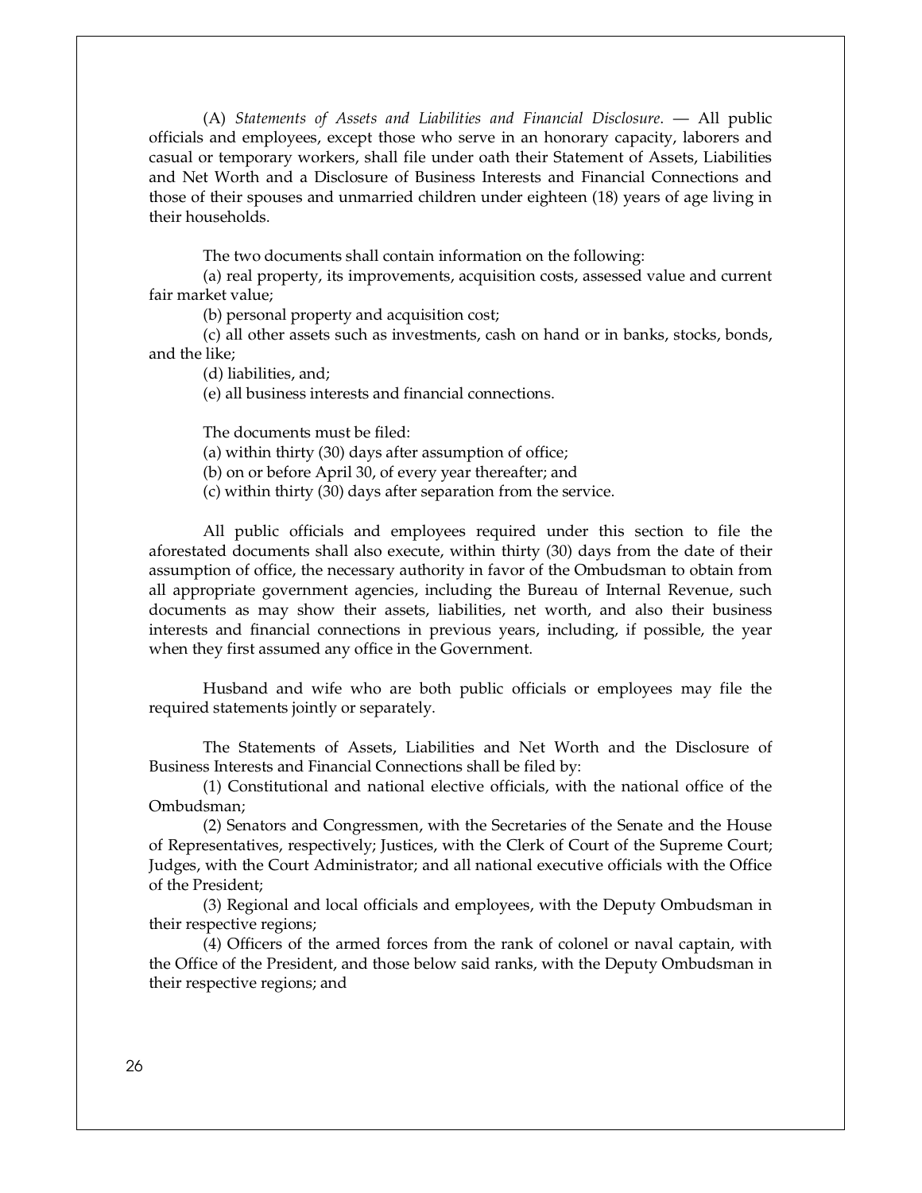(A) *Statements of Assets and Liabilities and Financial Disclosure*. — All public officials and employees, except those who serve in an honorary capacity, laborers and casual or temporary workers, shall file under oath their Statement of Assets, Liabilities and Net Worth and a Disclosure of Business Interests and Financial Connections and those of their spouses and unmarried children under eighteen (18) years of age living in their households.

The two documents shall contain information on the following:

(a) real property, its improvements, acquisition costs, assessed value and current fair market value;

(b) personal property and acquisition cost;

(c) all other assets such as investments, cash on hand or in banks, stocks, bonds, and the like;

(d) liabilities, and;

(e) all business interests and financial connections.

The documents must be filed:

(a) within thirty (30) days after assumption of office;

(b) on or before April 30, of every year thereafter; and

(c) within thirty (30) days after separation from the service.

All public officials and employees required under this section to file the aforestated documents shall also execute, within thirty (30) days from the date of their assumption of office, the necessary authority in favor of the Ombudsman to obtain from all appropriate government agencies, including the Bureau of Internal Revenue, such documents as may show their assets, liabilities, net worth, and also their business interests and financial connections in previous years, including, if possible, the year when they first assumed any office in the Government.

Husband and wife who are both public officials or employees may file the required statements jointly or separately.

The Statements of Assets, Liabilities and Net Worth and the Disclosure of Business Interests and Financial Connections shall be filed by:

(1) Constitutional and national elective officials, with the national office of the Ombudsman;

(2) Senators and Congressmen, with the Secretaries of the Senate and the House of Representatives, respectively; Justices, with the Clerk of Court of the Supreme Court; Judges, with the Court Administrator; and all national executive officials with the Office of the President;

(3) Regional and local officials and employees, with the Deputy Ombudsman in their respective regions;

(4) Officers of the armed forces from the rank of colonel or naval captain, with the Office of the President, and those below said ranks, with the Deputy Ombudsman in their respective regions; and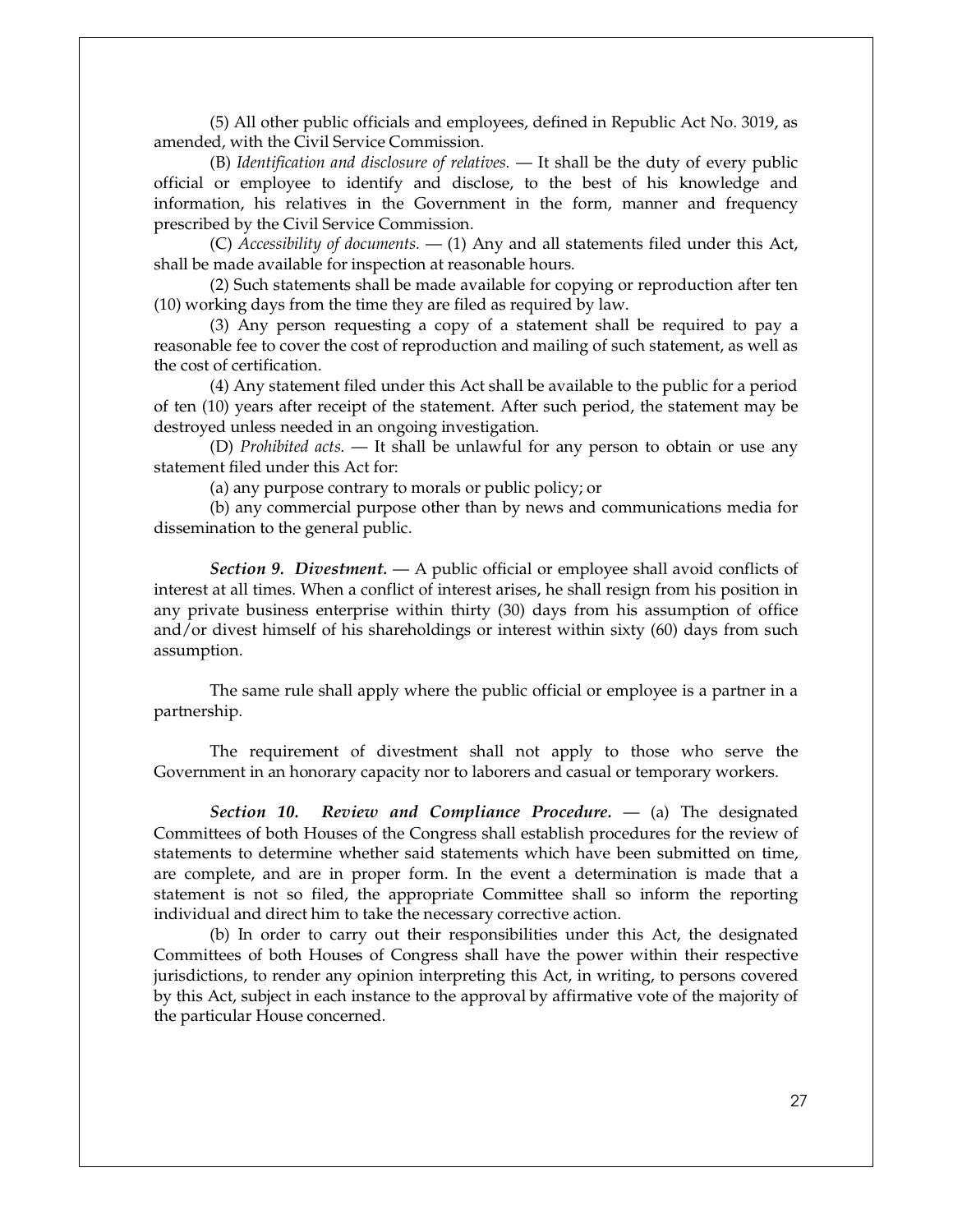(5) All other public officials and employees, defined in Republic Act No. 3019, as amended, with the Civil Service Commission.

(B) *Identification and disclosure of relatives.* — It shall be the duty of every public official or employee to identify and disclose, to the best of his knowledge and information, his relatives in the Government in the form, manner and frequency prescribed by the Civil Service Commission.

(C) *Accessibility of documents.* — (1) Any and all statements filed under this Act, shall be made available for inspection at reasonable hours.

(2) Such statements shall be made available for copying or reproduction after ten (10) working days from the time they are filed as required by law.

(3) Any person requesting a copy of a statement shall be required to pay a reasonable fee to cover the cost of reproduction and mailing of such statement, as well as the cost of certification.

(4) Any statement filed under this Act shall be available to the public for a period of ten (10) years after receipt of the statement. After such period, the statement may be destroyed unless needed in an ongoing investigation.

(D) *Prohibited acts.* — It shall be unlawful for any person to obtain or use any statement filed under this Act for:

(a) any purpose contrary to morals or public policy; or

(b) any commercial purpose other than by news and communications media for dissemination to the general public.

***Section 9. Divestment.*** — A public official or employee shall avoid conflicts of interest at all times. When a conflict of interest arises, he shall resign from his position in any private business enterprise within thirty (30) days from his assumption of office and/or divest himself of his shareholdings or interest within sixty (60) days from such assumption.

The same rule shall apply where the public official or employee is a partner in a partnership.

The requirement of divestment shall not apply to those who serve the Government in an honorary capacity nor to laborers and casual or temporary workers.

***Section 10. Review and Compliance Procedure.*** — (a) The designated Committees of both Houses of the Congress shall establish procedures for the review of statements to determine whether said statements which have been submitted on time, are complete, and are in proper form. In the event a determination is made that a statement is not so filed, the appropriate Committee shall so inform the reporting individual and direct him to take the necessary corrective action.

(b) In order to carry out their responsibilities under this Act, the designated Committees of both Houses of Congress shall have the power within their respective jurisdictions, to render any opinion interpreting this Act, in writing, to persons covered by this Act, subject in each instance to the approval by affirmative vote of the majority of the particular House concerned.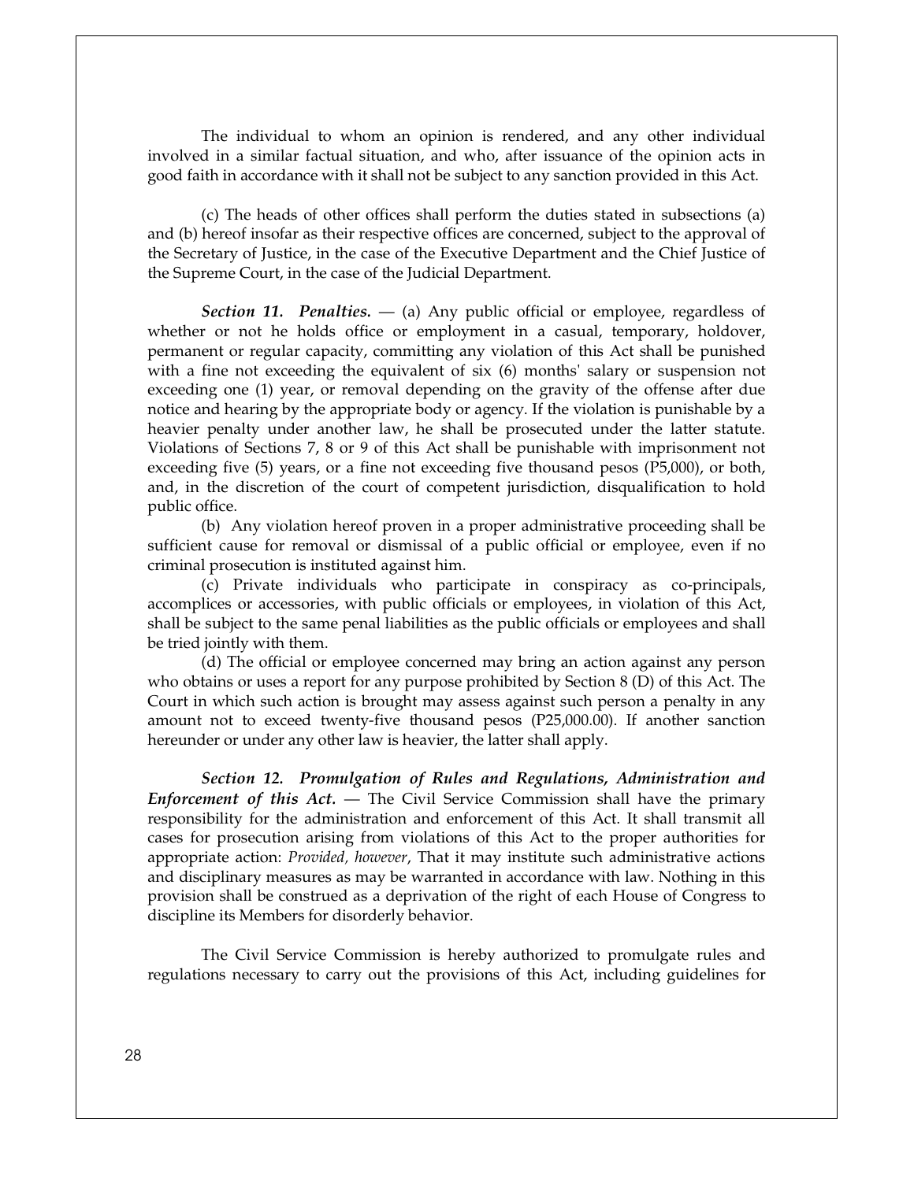The individual to whom an opinion is rendered, and any other individual involved in a similar factual situation, and who, after issuance of the opinion acts in good faith in accordance with it shall not be subject to any sanction provided in this Act.

(c) The heads of other offices shall perform the duties stated in subsections (a) and (b) hereof insofar as their respective offices are concerned, subject to the approval of the Secretary of Justice, in the case of the Executive Department and the Chief Justice of the Supreme Court, in the case of the Judicial Department.

***Section 11. Penalties.*** — (a) Any public official or employee, regardless of whether or not he holds office or employment in a casual, temporary, holdover, permanent or regular capacity, committing any violation of this Act shall be punished with a fine not exceeding the equivalent of six (6) months' salary or suspension not exceeding one (1) year, or removal depending on the gravity of the offense after due notice and hearing by the appropriate body or agency. If the violation is punishable by a heavier penalty under another law, he shall be prosecuted under the latter statute. Violations of Sections 7, 8 or 9 of this Act shall be punishable with imprisonment not exceeding five (5) years, or a fine not exceeding five thousand pesos (P5,000), or both, and, in the discretion of the court of competent jurisdiction, disqualification to hold public office.

(b) Any violation hereof proven in a proper administrative proceeding shall be sufficient cause for removal or dismissal of a public official or employee, even if no criminal prosecution is instituted against him.

(c) Private individuals who participate in conspiracy as co-principals, accomplices or accessories, with public officials or employees, in violation of this Act, shall be subject to the same penal liabilities as the public officials or employees and shall be tried jointly with them.

(d) The official or employee concerned may bring an action against any person who obtains or uses a report for any purpose prohibited by Section 8 (D) of this Act. The Court in which such action is brought may assess against such person a penalty in any amount not to exceed twenty-five thousand pesos (P25,000.00). If another sanction hereunder or under any other law is heavier, the latter shall apply.

***Section 12. Promulgation of Rules and Regulations, Administration and Enforcement of this Act.*** — The Civil Service Commission shall have the primary responsibility for the administration and enforcement of this Act. It shall transmit all cases for prosecution arising from violations of this Act to the proper authorities for appropriate action: *Provided, however*, That it may institute such administrative actions and disciplinary measures as may be warranted in accordance with law. Nothing in this provision shall be construed as a deprivation of the right of each House of Congress to discipline its Members for disorderly behavior.

The Civil Service Commission is hereby authorized to promulgate rules and regulations necessary to carry out the provisions of this Act, including guidelines for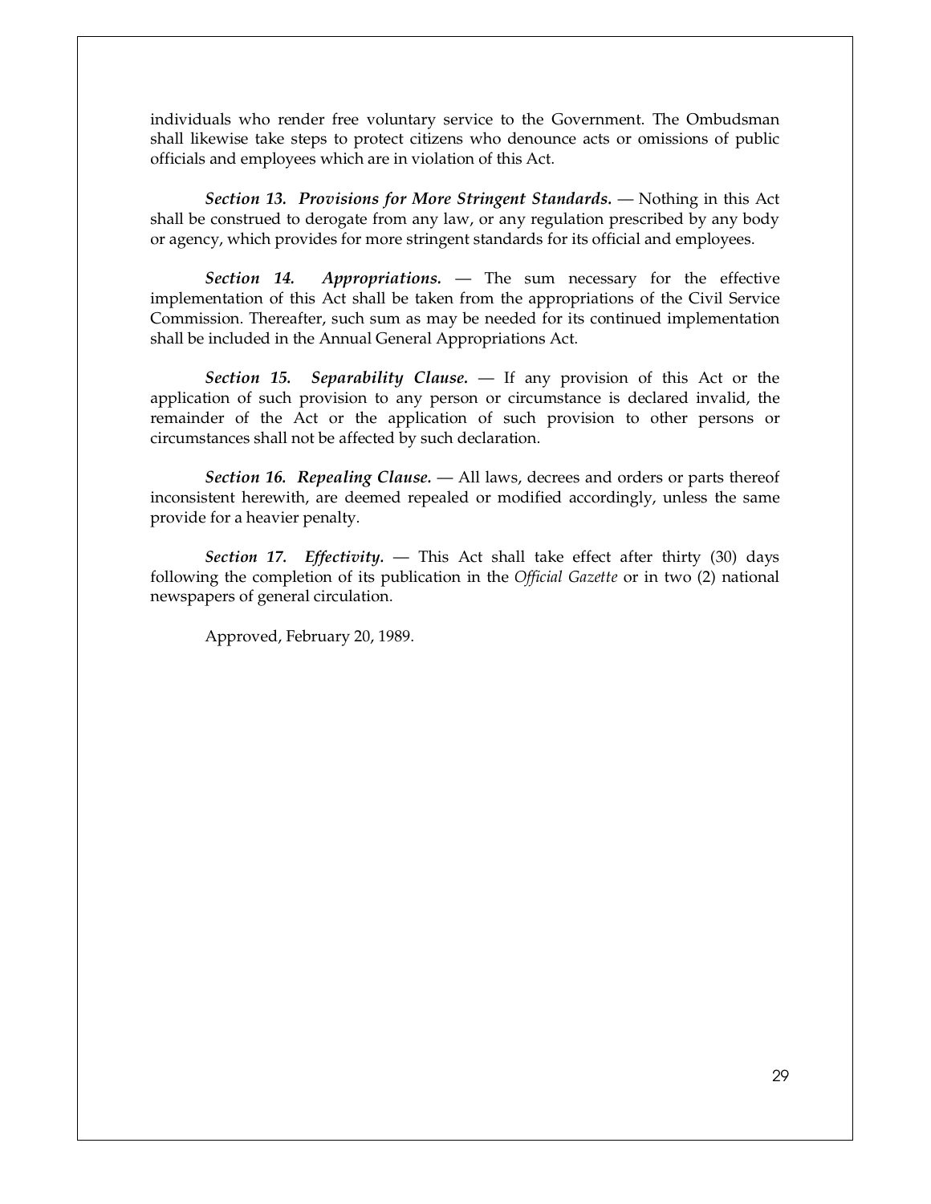individuals who render free voluntary service to the Government. The Ombudsman shall likewise take steps to protect citizens who denounce acts or omissions of public officials and employees which are in violation of this Act.

***Section 13. Provisions for More Stringent Standards.*** — Nothing in this Act shall be construed to derogate from any law, or any regulation prescribed by any body or agency, which provides for more stringent standards for its official and employees.

***Section 14. Appropriations.*** — The sum necessary for the effective implementation of this Act shall be taken from the appropriations of the Civil Service Commission. Thereafter, such sum as may be needed for its continued implementation shall be included in the Annual General Appropriations Act.

***Section 15. Separability Clause.*** — If any provision of this Act or the application of such provision to any person or circumstance is declared invalid, the remainder of the Act or the application of such provision to other persons or circumstances shall not be affected by such declaration.

***Section 16. Repealing Clause.*** — All laws, decrees and orders or parts thereof inconsistent herewith, are deemed repealed or modified accordingly, unless the same provide for a heavier penalty.

***Section 17. Effectivity.*** — This Act shall take effect after thirty (30) days following the completion of its publication in the *Official Gazette* or in two (2) national newspapers of general circulation.

Approved, February 20, 1989.